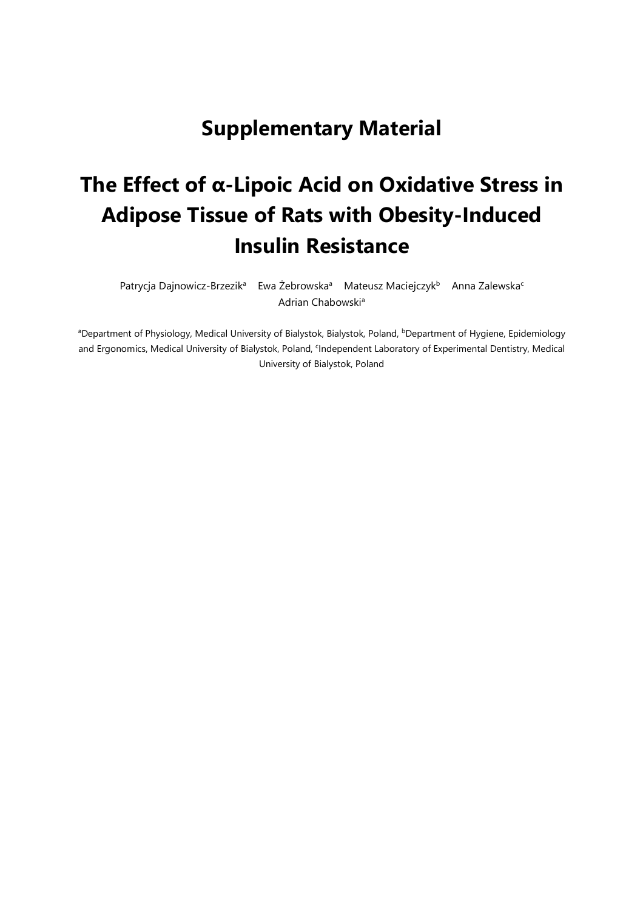# Supplementary Material

# The Effect of α-Lipoic Acid on Oxidative Stress in Adipose Tissue of Rats with Obesity-Induced Insulin Resistance

Patrycja Dajnowicz-Brzezik[a] Ewa Żebrowska[a] Mateusz Maciejczyk[b] Anna Zalewska[c] Adrian Chabowski[a]

[a]Department of Physiology, Medical University of Bialystok, Bialystok, Poland, [b]Department of Hygiene, Epidemiology and Ergonomics, Medical University of Bialystok, Poland, [c]Independent Laboratory of Experimental Dentistry, Medical University of Bialystok, Poland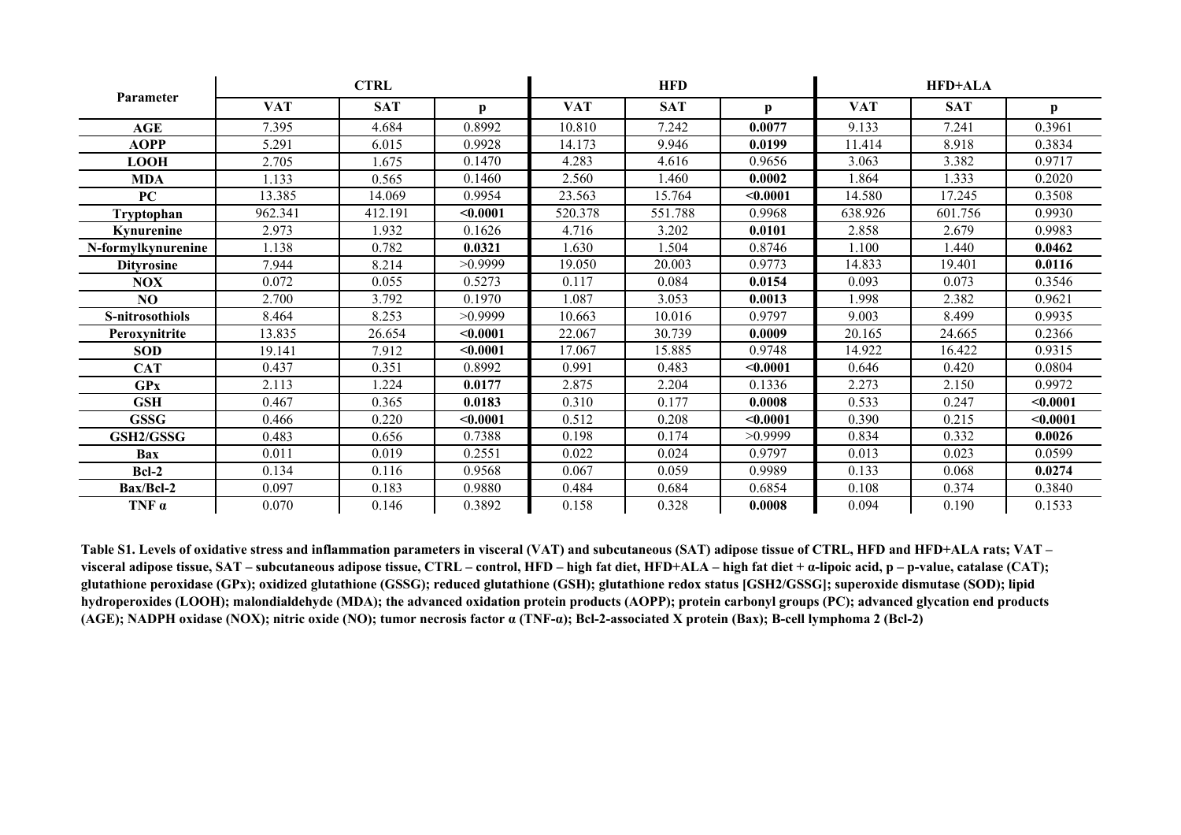| Parameter | CTRL | | | HFD | | | HFD+ALA | | |
|---|---|---|---|---|---|---|---|---|---|
| | VAT | SAT | p | VAT | SAT | p | VAT | SAT | p |
| **AGE** | 7.395 | 4.684 | 0.8992 | 10.810 | 7.242 | **0.0077** | 9.133 | 7.241 | 0.3961 |
| **AOPP** | 5.291 | 6.015 | 0.9928 | 14.173 | 9.946 | **0.0199** | 11.414 | 8.918 | 0.3834 |
| **LOOH** | 2.705 | 1.675 | 0.1470 | 4.283 | 4.616 | 0.9656 | 3.063 | 3.382 | 0.9717 |
| **MDA** | 1.133 | 0.565 | 0.1460 | 2.560 | 1.460 | **0.0002** | 1.864 | 1.333 | 0.2020 |
| **PC** | 13.385 | 14.069 | 0.9954 | 23.563 | 15.764 | **<0.0001** | 14.580 | 17.245 | 0.3508 |
| **Tryptophan** | 962.341 | 412.191 | **<0.0001** | 520.378 | 551.788 | 0.9968 | 638.926 | 601.756 | 0.9930 |
| **Kynurenine** | 2.973 | 1.932 | 0.1626 | 4.716 | 3.202 | **0.0101** | 2.858 | 2.679 | 0.9983 |
| **N-formylkynurenine** | 1.138 | 0.782 | **0.0321** | 1.630 | 1.504 | 0.8746 | 1.100 | 1.440 | **0.0462** |
| **Dityrosine** | 7.944 | 8.214 | >0.9999 | 19.050 | 20.003 | 0.9773 | 14.833 | 19.401 | **0.0116** |
| **NOX** | 0.072 | 0.055 | 0.5273 | 0.117 | 0.084 | **0.0154** | 0.093 | 0.073 | 0.3546 |
| **NO** | 2.700 | 3.792 | 0.1970 | 1.087 | 3.053 | **0.0013** | 1.998 | 2.382 | 0.9621 |
| **S-nitrosothiols** | 8.464 | 8.253 | >0.9999 | 10.663 | 10.016 | 0.9797 | 9.003 | 8.499 | 0.9935 |
| **Peroxynitrite** | 13.835 | 26.654 | **<0.0001** | 22.067 | 30.739 | **0.0009** | 20.165 | 24.665 | 0.2366 |
| **SOD** | 19.141 | 7.912 | **<0.0001** | 17.067 | 15.885 | 0.9748 | 14.922 | 16.422 | 0.9315 |
| **CAT** | 0.437 | 0.351 | 0.8992 | 0.991 | 0.483 | **<0.0001** | 0.646 | 0.420 | 0.0804 |
| **GPx** | 2.113 | 1.224 | **0.0177** | 2.875 | 2.204 | 0.1336 | 2.273 | 2.150 | 0.9972 |
| **GSH** | 0.467 | 0.365 | **0.0183** | 0.310 | 0.177 | **0.0008** | 0.533 | 0.247 | **<0.0001** |
| **GSSG** | 0.466 | 0.220 | **<0.0001** | 0.512 | 0.208 | **<0.0001** | 0.390 | 0.215 | **<0.0001** |
| **GSH2/GSSG** | 0.483 | 0.656 | 0.7388 | 0.198 | 0.174 | >0.9999 | 0.834 | 0.332 | **0.0026** |
| **Bax** | 0.011 | 0.019 | 0.2551 | 0.022 | 0.024 | 0.9797 | 0.013 | 0.023 | 0.0599 |
| **Bcl-2** | 0.134 | 0.116 | 0.9568 | 0.067 | 0.059 | 0.9989 | 0.133 | 0.068 | **0.0274** |
| **Bax/Bcl-2** | 0.097 | 0.183 | 0.9880 | 0.484 | 0.684 | 0.6854 | 0.108 | 0.374 | 0.3840 |
| **TNF α** | 0.070 | 0.146 | 0.3892 | 0.158 | 0.328 | **0.0008** | 0.094 | 0.190 | 0.1533 |

**Table S1. Levels of oxidative stress and inflammation parameters in visceral (VAT) and subcutaneous (SAT) adipose tissue of CTRL, HFD and HFD+ALA rats; VAT – visceral adipose tissue, SAT – subcutaneous adipose tissue, CTRL – control, HFD – high fat diet, HFD+ALA – high fat diet + α-lipoic acid, p – p-value, catalase (CAT); glutathione peroxidase (GPx); oxidized glutathione (GSSG); reduced glutathione (GSH); glutathione redox status [GSH2/GSSG]; superoxide dismutase (SOD); lipid hydroperoxides (LOOH); malondialdehyde (MDA); the advanced oxidation protein products (AOPP); protein carbonyl groups (PC); advanced glycation end products (AGE); NADPH oxidase (NOX); nitric oxide (NO); tumor necrosis factor α (TNF-α); Bcl-2-associated X protein (Bax); B-cell lymphoma 2 (Bcl-2)**